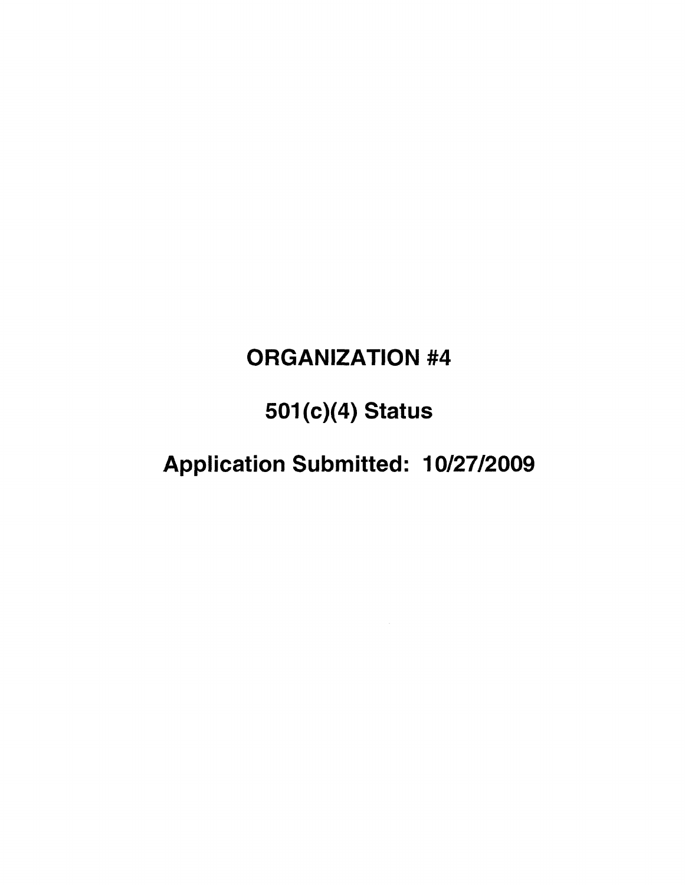# ORGANIZATION #4

## 501(c)(4) Status

## Application Submitted: 10/27/2009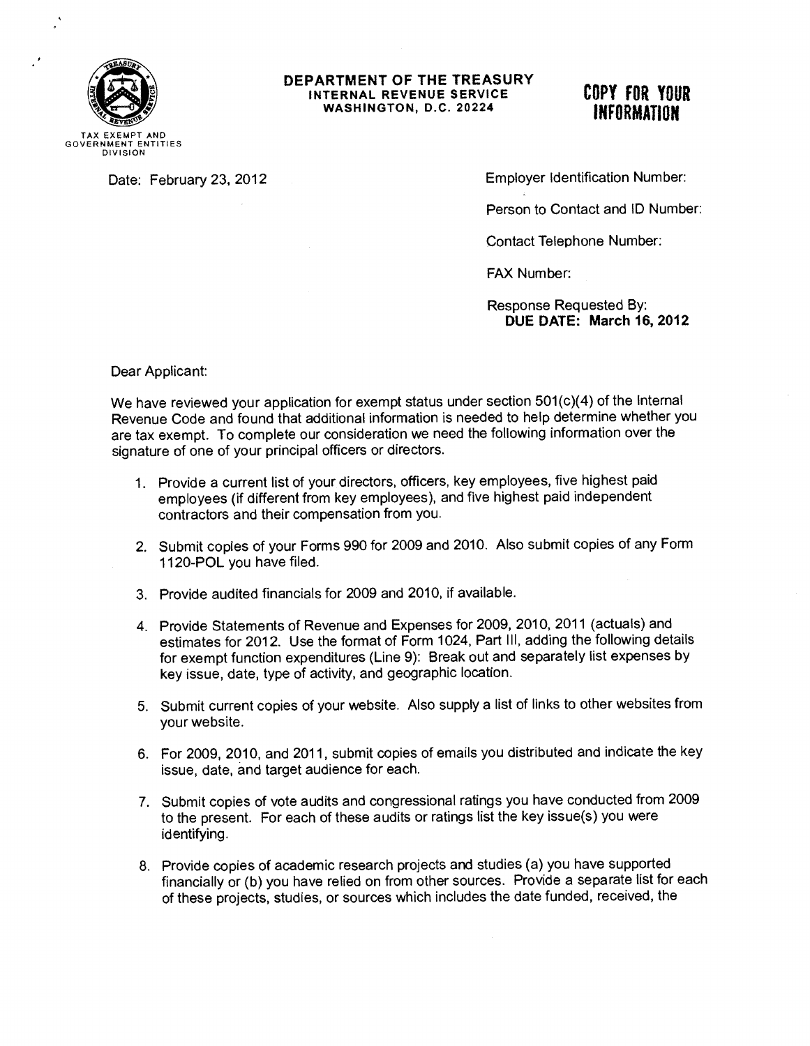**DEPARTMENT OF THE TREASURY**
**INTERNAL REVENUE SERVICE**
**WASHINGTON, D.C. 20224**

**COPY FOR YOUR INFORMATION**

TAX EXEMPT AND GOVERNMENT ENTITIES DIVISION

Date: February 23, 2012

Employer Identification Number:

Person to Contact and ID Number:

Contact Telephone Number:

FAX Number:

Response Requested By:
**DUE DATE: March 16, 2012**

Dear Applicant:

We have reviewed your application for exempt status under section 501(c)(4) of the Internal Revenue Code and found that additional information is needed to help determine whether you are tax exempt. To complete our consideration we need the following information over the signature of one of your principal officers or directors.

1. Provide a current list of your directors, officers, key employees, five highest paid employees (if different from key employees), and five highest paid independent contractors and their compensation from you.

2. Submit copies of your Forms 990 for 2009 and 2010. Also submit copies of any Form 1120-POL you have filed.

3. Provide audited financials for 2009 and 2010, if available.

4. Provide Statements of Revenue and Expenses for 2009, 2010, 2011 (actuals) and estimates for 2012. Use the format of Form 1024, Part III, adding the following details for exempt function expenditures (Line 9): Break out and separately list expenses by key issue, date, type of activity, and geographic location.

5. Submit current copies of your website. Also supply a list of links to other websites from your website.

6. For 2009, 2010, and 2011, submit copies of emails you distributed and indicate the key issue, date, and target audience for each.

7. Submit copies of vote audits and congressional ratings you have conducted from 2009 to the present. For each of these audits or ratings list the key issue(s) you were identifying.

8. Provide copies of academic research projects and studies (a) you have supported financially or (b) you have relied on from other sources. Provide a separate list for each of these projects, studies, or sources which includes the date funded, received, the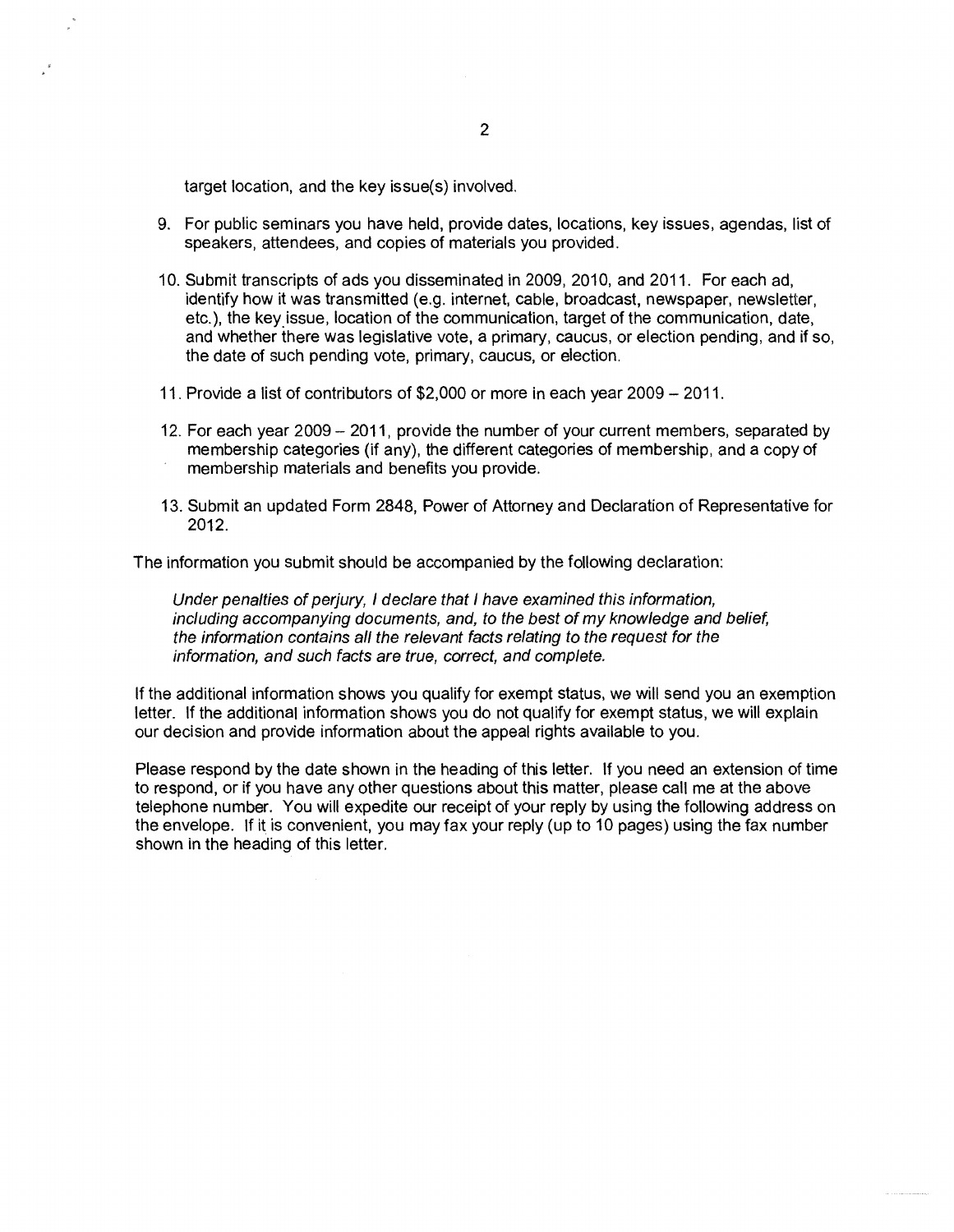target location, and the key issue(s) involved.

9. For public seminars you have held, provide dates, locations, key issues, agendas, list of speakers, attendees, and copies of materials you provided.

10. Submit transcripts of ads you disseminated in 2009, 2010, and 2011. For each ad, identify how it was transmitted (e.g. internet, cable, broadcast, newspaper, newsletter, etc.), the key issue, location of the communication, target of the communication, date, and whether there was legislative vote, a primary, caucus, or election pending, and if so, the date of such pending vote, primary, caucus, or election.

11. Provide a list of contributors of $2,000 or more in each year 2009 – 2011.

12. For each year 2009 – 2011, provide the number of your current members, separated by membership categories (if any), the different categories of membership, and a copy of membership materials and benefits you provide.

13. Submit an updated Form 2848, Power of Attorney and Declaration of Representative for 2012.

The information you submit should be accompanied by the following declaration:

> *Under penalties of perjury, I declare that I have examined this information, including accompanying documents, and, to the best of my knowledge and belief, the information contains all the relevant facts relating to the request for the information, and such facts are true, correct, and complete.*

If the additional information shows you qualify for exempt status, we will send you an exemption letter. If the additional information shows you do not qualify for exempt status, we will explain our decision and provide information about the appeal rights available to you.

Please respond by the date shown in the heading of this letter. If you need an extension of time to respond, or if you have any other questions about this matter, please call me at the above telephone number. You will expedite our receipt of your reply by using the following address on the envelope. If it is convenient, you may fax your reply (up to 10 pages) using the fax number shown in the heading of this letter.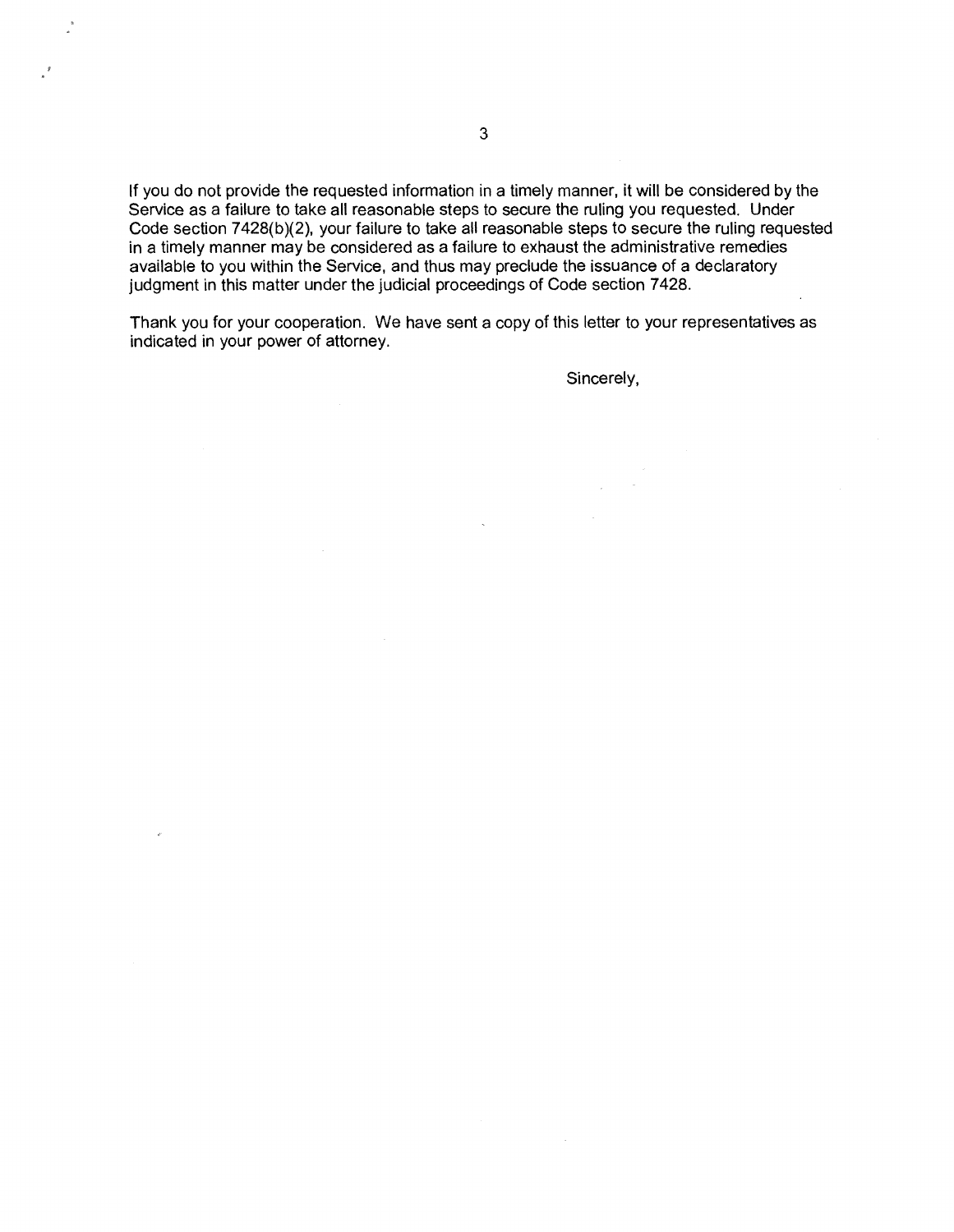If you do not provide the requested information in a timely manner, it will be considered by the Service as a failure to take all reasonable steps to secure the ruling you requested. Under Code section 7428(b)(2), your failure to take all reasonable steps to secure the ruling requested in a timely manner may be considered as a failure to exhaust the administrative remedies available to you within the Service, and thus may preclude the issuance of a declaratory judgment in this matter under the judicial proceedings of Code section 7428.

Thank you for your cooperation. We have sent a copy of this letter to your representatives as indicated in your power of attorney.

Sincerely,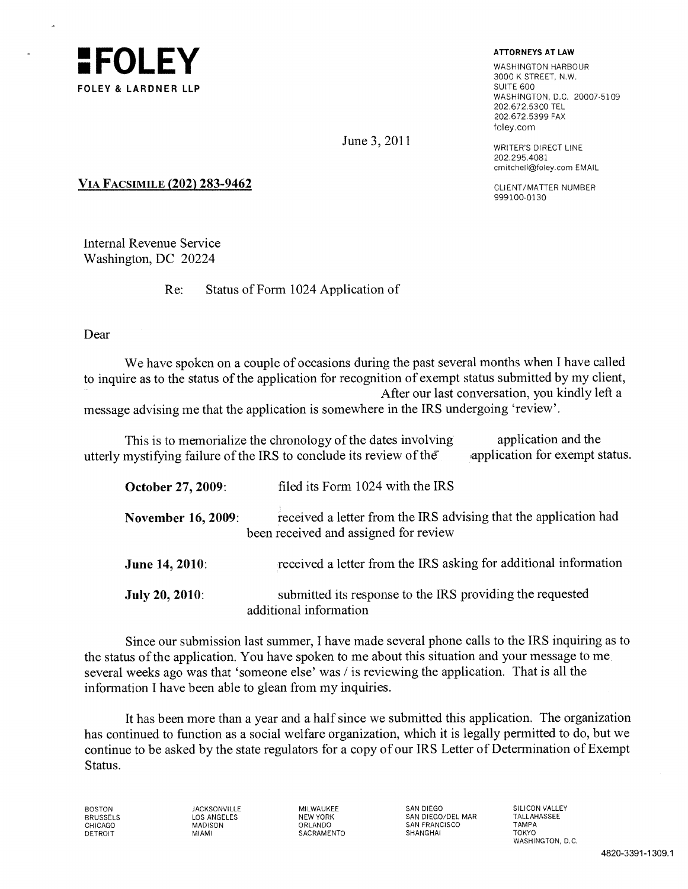**FOLEY**

FOLEY & LARDNER LLP

ATTORNEYS AT LAW

WASHINGTON HARBOUR
3000 K STREET, N.W.
SUITE 600
WASHINGTON, D.C. 20007-5109
202.672.5300 TEL
202.672.5399 FAX
foley.com

WRITER'S DIRECT LINE
202.295.4081
cmitchell@foley.com EMAIL

CLIENT/MATTER NUMBER
999100-0130

June 3, 2011

VIA FACSIMILE (202) 283-9462

Internal Revenue Service
Washington, DC 20224

Re: Status of Form 1024 Application of

Dear

We have spoken on a couple of occasions during the past several months when I have called to inquire as to the status of the application for recognition of exempt status submitted by my client, After our last conversation, you kindly left a message advising me that the application is somewhere in the IRS undergoing 'review'.

This is to memorialize the chronology of the dates involving application and the utterly mystifying failure of the IRS to conclude its review of the application for exempt status.

**October 27, 2009**: filed its Form 1024 with the IRS

**November 16, 2009**: received a letter from the IRS advising that the application had been received and assigned for review

**June 14, 2010**: received a letter from the IRS asking for additional information

**July 20, 2010**: submitted its response to the IRS providing the requested additional information

Since our submission last summer, I have made several phone calls to the IRS inquiring as to the status of the application. You have spoken to me about this situation and your message to me several weeks ago was that 'someone else' was / is reviewing the application. That is all the information I have been able to glean from my inquiries.

It has been more than a year and a half since we submitted this application. The organization has continued to function as a social welfare organization, which it is legally permitted to do, but we continue to be asked by the state regulators for a copy of our IRS Letter of Determination of Exempt Status.

BOSTON BRUSSELS CHICAGO DETROIT JACKSONVILLE LOS ANGELES MADISON MIAMI MILWAUKEE NEW YORK ORLANDO SACRAMENTO SAN DIEGO SAN DIEGO/DEL MAR SAN FRANCISCO SHANGHAI SILICON VALLEY TALLAHASSEE TAMPA TOKYO WASHINGTON, D.C.

4820-3391-1309.1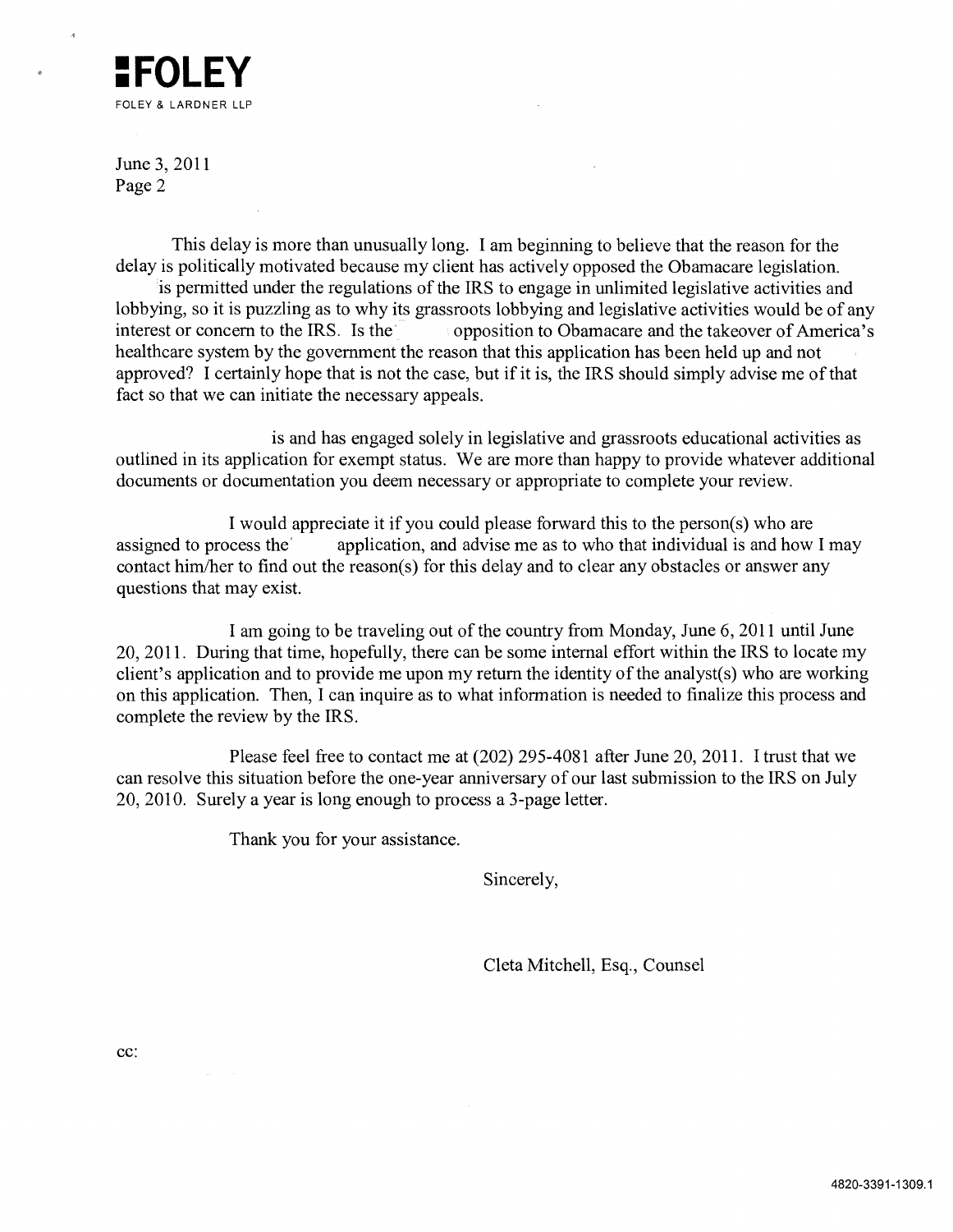**FOLEY**

FOLEY & LARDNER LLP

June 3, 2011
Page 2

This delay is more than unusually long. I am beginning to believe that the reason for the delay is politically motivated because my client has actively opposed the Obamacare legislation. is permitted under the regulations of the IRS to engage in unlimited legislative activities and lobbying, so it is puzzling as to why its grassroots lobbying and legislative activities would be of any interest or concern to the IRS. Is the opposition to Obamacare and the takeover of America's healthcare system by the government the reason that this application has been held up and not approved? I certainly hope that is not the case, but if it is, the IRS should simply advise me of that fact so that we can initiate the necessary appeals.

is and has engaged solely in legislative and grassroots educational activities as outlined in its application for exempt status. We are more than happy to provide whatever additional documents or documentation you deem necessary or appropriate to complete your review.

I would appreciate it if you could please forward this to the person(s) who are assigned to process the application, and advise me as to who that individual is and how I may contact him/her to find out the reason(s) for this delay and to clear any obstacles or answer any questions that may exist.

I am going to be traveling out of the country from Monday, June 6, 2011 until June 20, 2011. During that time, hopefully, there can be some internal effort within the IRS to locate my client's application and to provide me upon my return the identity of the analyst(s) who are working on this application. Then, I can inquire as to what information is needed to finalize this process and complete the review by the IRS.

Please feel free to contact me at (202) 295-4081 after June 20, 2011. I trust that we can resolve this situation before the one-year anniversary of our last submission to the IRS on July 20, 2010. Surely a year is long enough to process a 3-page letter.

Thank you for your assistance.

Sincerely,

Cleta Mitchell, Esq., Counsel

cc:

4820-3391-1309.1